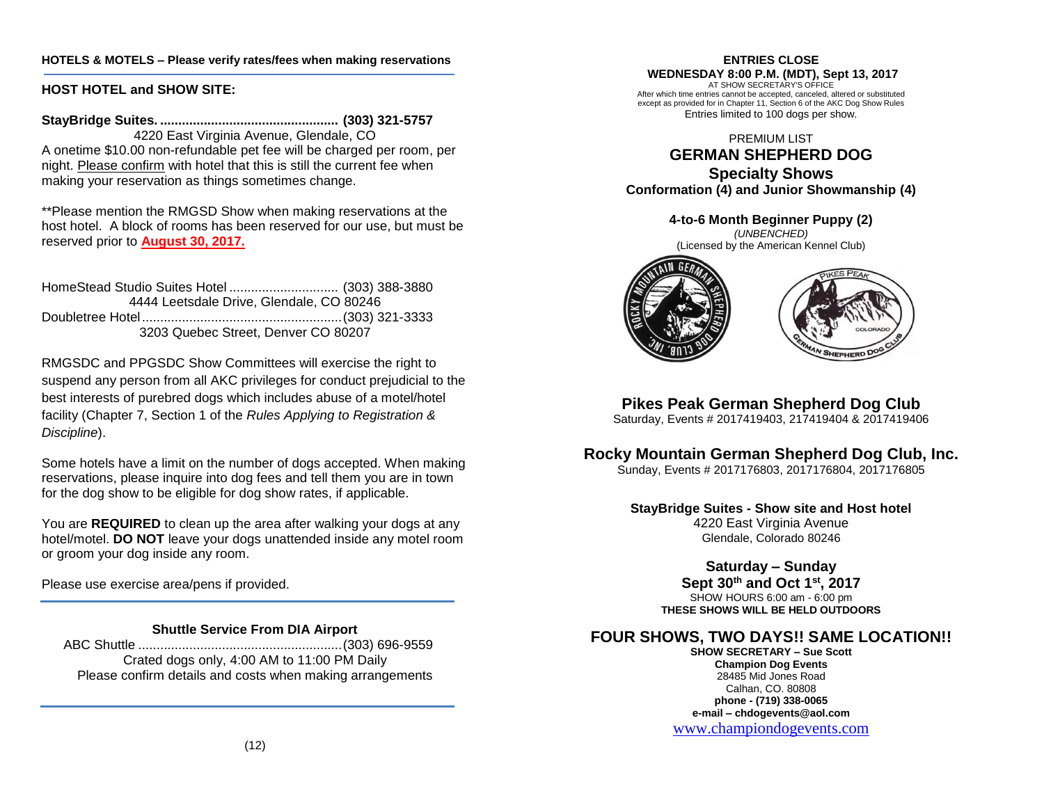## HOTELS & MOTELS – Please verify rates/fees when making reservations

### HOST HOTEL and SHOW SITE:

**StayBridge Suites. ................................................. (303) 321-5757**

4220 East Virginia Avenue, Glendale, CO

A onetime $10.00 non-refundable pet fee will be charged per room, per night. Please confirm with hotel that this is still the current fee when making your reservation as things sometimes change.

**Please mention the RMGSD Show when making reservations at the host hotel. A block of rooms has been reserved for our use, but must be reserved prior to **August 30, 2017.**

HomeStead Studio Suites Hotel .............................. (303) 388-3880
4444 Leetsdale Drive, Glendale, CO 80246

Doubletree Hotel....................................................... (303) 321-3333
3203 Quebec Street, Denver CO 80207

RMGSDC and PPGSDC Show Committees will exercise the right to suspend any person from all AKC privileges for conduct prejudicial to the best interests of purebred dogs which includes abuse of a motel/hotel facility (Chapter 7, Section 1 of the *Rules Applying to Registration & Discipline*).

Some hotels have a limit on the number of dogs accepted. When making reservations, please inquire into dog fees and tell them you are in town for the dog show to be eligible for dog show rates, if applicable.

You are **REQUIRED** to clean up the area after walking your dogs at any hotel/motel. **DO NOT** leave your dogs unattended inside any motel room or groom your dog inside any room.

Please use exercise area/pens if provided.

### Shuttle Service From DIA Airport

ABC Shuttle ........................................................ (303) 696-9559
Crated dogs only, 4:00 AM to 11:00 PM Daily
Please confirm details and costs when making arrangements

**ENTRIES CLOSE**
**WEDNESDAY 8:00 P.M. (MDT), Sept 13, 2017**
AT SHOW SECRETARY'S OFFICE
After which time entries cannot be accepted, canceled, altered or substituted except as provided for in Chapter 11, Section 6 of the AKC Dog Show Rules
Entries limited to 100 dogs per show.

PREMIUM LIST

# GERMAN SHEPHERD DOG Specialty Shows

**Conformation (4) and Junior Showmanship (4)**

**4-to-6 Month Beginner Puppy (2)**
*(UNBENCHED)*
(Licensed by the American Kennel Club)

## Pikes Peak German Shepherd Dog Club
Saturday, Events # 2017419403, 217419404 & 2017419406

## Rocky Mountain German Shepherd Dog Club, Inc.
Sunday, Events # 2017176803, 2017176804, 2017176805

**StayBridge Suites - Show site and Host hotel**
4220 East Virginia Avenue
Glendale, Colorado 80246

**Saturday – Sunday**
**Sept 30th and Oct 1st, 2017**
SHOW HOURS 6:00 am - 6:00 pm
**THESE SHOWS WILL BE HELD OUTDOORS**

## FOUR SHOWS, TWO DAYS!! SAME LOCATION!!

**SHOW SECRETARY – Sue Scott**
**Champion Dog Events**
28485 Mid Jones Road
Calhan, CO. 80808
**phone - (719) 338-0065**
**e-mail – chdogevents@aol.com**
www.championdogevents.com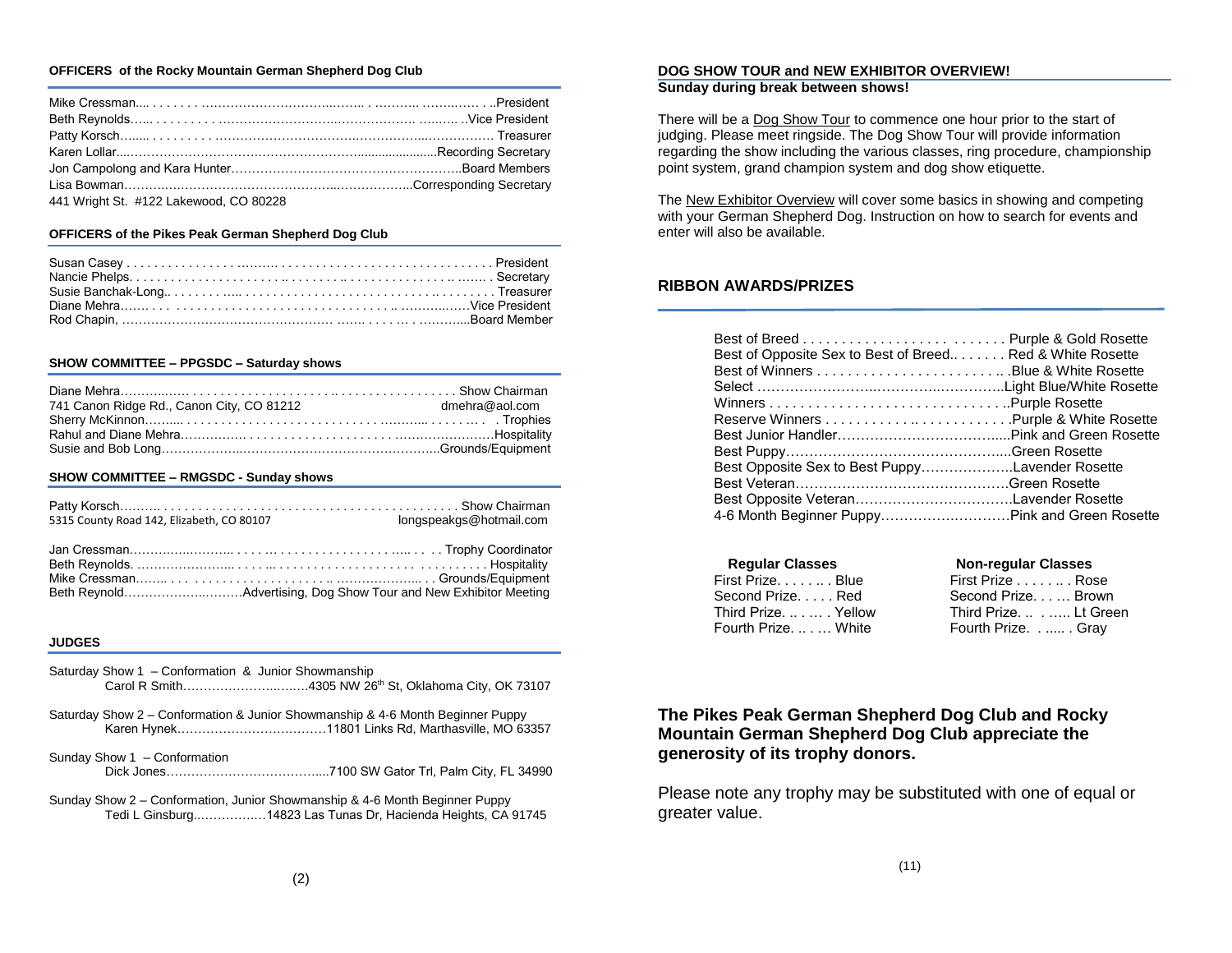#### OFFICERS of the Rocky Mountain German Shepherd Dog Club

| | |
|---|---|
| Mike Cressman | President |
| Beth Reynolds | Vice President |
| Patty Korsch | Treasurer |
| Karen Lollar | Recording Secretary |
| Jon Campolong and Kara Hunter | Board Members |
| Lisa Bowman | Corresponding Secretary |

441 Wright St. #122 Lakewood, CO 80228

#### OFFICERS of the Pikes Peak German Shepherd Dog Club

| | |
|---|---|
| Susan Casey | President |
| Nancie Phelps | Secretary |
| Susie Banchak-Long | Treasurer |
| Diane Mehra | Vice President |
| Rod Chapin, | Board Member |

#### SHOW COMMITTEE – PPGSDC – Saturday shows

| | |
|---|---|
| Diane Mehra | Show Chairman |
| 741 Canon Ridge Rd., Canon City, CO 81212 | dmehra@aol.com |
| Sherry McKinnon | Trophies |
| Rahul and Diane Mehra | Hospitality |
| Susie and Bob Long | Grounds/Equipment |

#### SHOW COMMITTEE – RMGSDC - Sunday shows

| | |
|---|---|
| Patty Korsch | Show Chairman |
| 5315 County Road 142, Elizabeth, CO 80107 | longspeakgs@hotmail.com |

| | |
|---|---|
| Jan Cressman | Trophy Coordinator |
| Beth Reynolds. | Hospitality |
| Mike Cressman | Grounds/Equipment |
| Beth Reynold | Advertising, Dog Show Tour and New Exhibitor Meeting |

#### JUDGES

Saturday Show 1 – Conformation & Junior Showmanship
Carol R Smith……4305 NW 26th St, Oklahoma City, OK 73107

Saturday Show 2 – Conformation & Junior Showmanship & 4-6 Month Beginner Puppy
Karen Hynek……11801 Links Rd, Marthasville, MO 63357

Sunday Show 1 – Conformation
Dick Jones……7100 SW Gator Trl, Palm City, FL 34990

Sunday Show 2 – Conformation, Junior Showmanship & 4-6 Month Beginner Puppy
Tedi L Ginsburg……14823 Las Tunas Dr, Hacienda Heights, CA 91745

#### DOG SHOW TOUR and NEW EXHIBITOR OVERVIEW!

**Sunday during break between shows!**

There will be a Dog Show Tour to commence one hour prior to the start of judging. Please meet ringside. The Dog Show Tour will provide information regarding the show including the various classes, ring procedure, championship point system, grand champion system and dog show etiquette.

The New Exhibitor Overview will cover some basics in showing and competing with your German Shepherd Dog. Instruction on how to search for events and enter will also be available.

### RIBBON AWARDS/PRIZES

| | |
|---|---|
| Best of Breed | Purple & Gold Rosette |
| Best of Opposite Sex to Best of Breed | Red & White Rosette |
| Best of Winners | Blue & White Rosette |
| Select | Light Blue/White Rosette |
| Winners | Purple Rosette |
| Reserve Winners | Purple & White Rosette |
| Best Junior Handler | Pink and Green Rosette |
| Best Puppy | Green Rosette |
| Best Opposite Sex to Best Puppy | Lavender Rosette |
| Best Veteran | Green Rosette |
| Best Opposite Veteran | Lavender Rosette |
| 4-6 Month Beginner Puppy | Pink and Green Rosette |

| Regular Classes | | Non-regular Classes | |
|---|---|---|---|
| First Prize | Blue | First Prize | Rose |
| Second Prize | Red | Second Prize | Brown |
| Third Prize | Yellow | Third Prize | Lt Green |
| Fourth Prize | White | Fourth Prize | Gray |

**The Pikes Peak German Shepherd Dog Club and Rocky Mountain German Shepherd Dog Club appreciate the generosity of its trophy donors.**

Please note any trophy may be substituted with one of equal or greater value.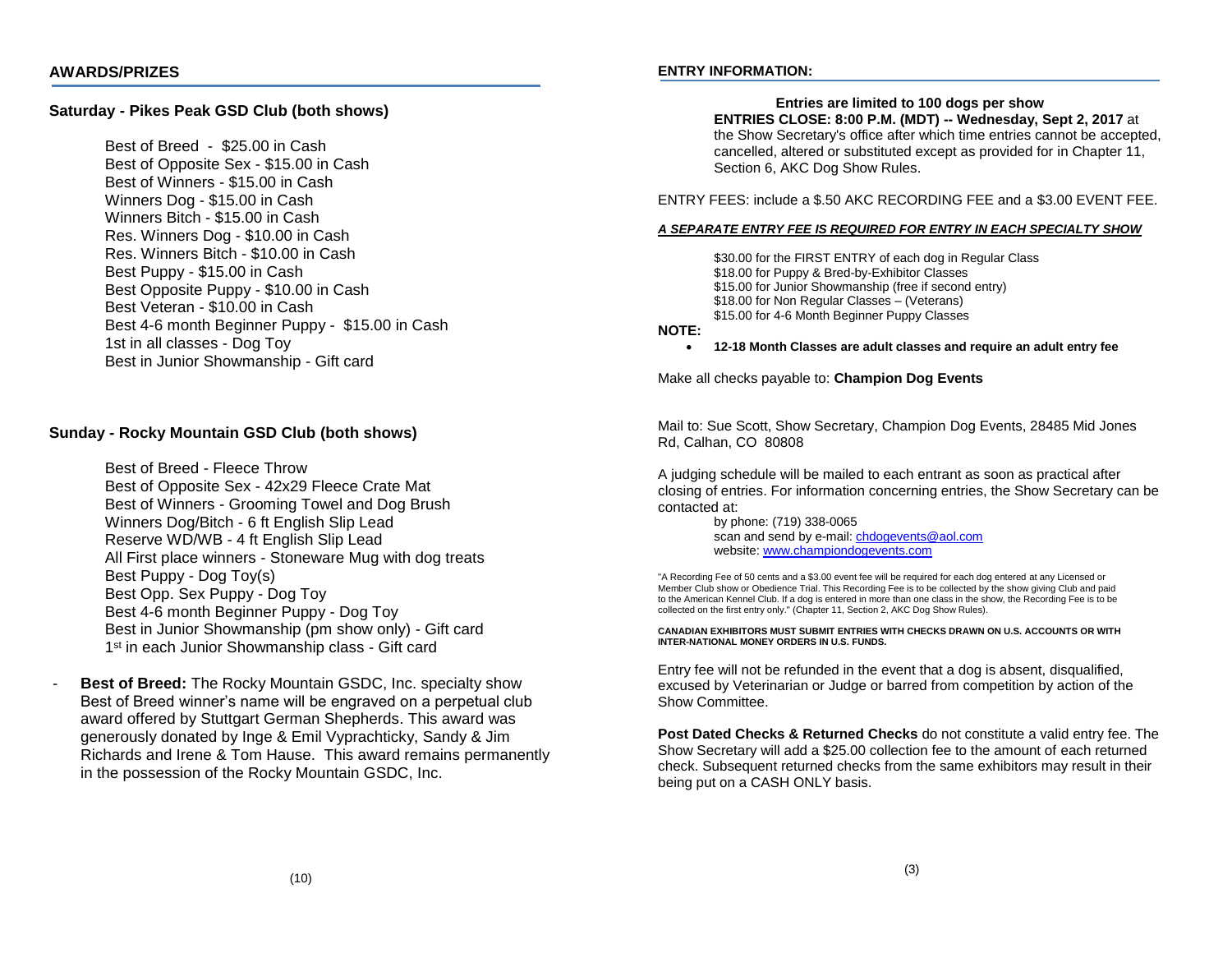## AWARDS/PRIZES

### Saturday - Pikes Peak GSD Club (both shows)

Best of Breed - $25.00 in Cash
Best of Opposite Sex - $15.00 in Cash
Best of Winners - $15.00 in Cash
Winners Dog - $15.00 in Cash
Winners Bitch - $15.00 in Cash
Res. Winners Dog - $10.00 in Cash
Res. Winners Bitch - $10.00 in Cash
Best Puppy - $15.00 in Cash
Best Opposite Puppy - $10.00 in Cash
Best Veteran - $10.00 in Cash
Best 4-6 month Beginner Puppy - $15.00 in Cash
1st in all classes - Dog Toy
Best in Junior Showmanship - Gift card

### Sunday - Rocky Mountain GSD Club (both shows)

Best of Breed - Fleece Throw
Best of Opposite Sex - 42x29 Fleece Crate Mat
Best of Winners - Grooming Towel and Dog Brush
Winners Dog/Bitch - 6 ft English Slip Lead
Reserve WD/WB - 4 ft English Slip Lead
All First place winners - Stoneware Mug with dog treats
Best Puppy - Dog Toy(s)
Best Opp. Sex Puppy - Dog Toy
Best 4-6 month Beginner Puppy - Dog Toy
Best in Junior Showmanship (pm show only) - Gift card
1st in each Junior Showmanship class - Gift card

- **Best of Breed:** The Rocky Mountain GSDC, Inc. specialty show Best of Breed winner's name will be engraved on a perpetual club award offered by Stuttgart German Shepherds. This award was generously donated by Inge & Emil Vyprachticky, Sandy & Jim Richards and Irene & Tom Hause. This award remains permanently in the possession of the Rocky Mountain GSDC, Inc.

## ENTRY INFORMATION:

**Entries are limited to 100 dogs per show**
**ENTRIES CLOSE: 8:00 P.M. (MDT) -- Wednesday, Sept 2, 2017** at the Show Secretary's office after which time entries cannot be accepted, cancelled, altered or substituted except as provided for in Chapter 11, Section 6, AKC Dog Show Rules.

ENTRY FEES: include a $.50 AKC RECORDING FEE and a $3.00 EVENT FEE.

***A SEPARATE ENTRY FEE IS REQUIRED FOR ENTRY IN EACH SPECIALTY SHOW***

$30.00 for the FIRST ENTRY of each dog in Regular Class
$18.00 for Puppy & Bred-by-Exhibitor Classes
$15.00 for Junior Showmanship (free if second entry)
$18.00 for Non Regular Classes – (Veterans)
$15.00 for 4-6 Month Beginner Puppy Classes

**NOTE:**

- **12-18 Month Classes are adult classes and require an adult entry fee**

Make all checks payable to: **Champion Dog Events**

Mail to: Sue Scott, Show Secretary, Champion Dog Events, 28485 Mid Jones Rd, Calhan, CO 80808

A judging schedule will be mailed to each entrant as soon as practical after closing of entries. For information concerning entries, the Show Secretary can be contacted at:

by phone: (719) 338-0065
scan and send by e-mail: chdogevents@aol.com
website: www.championdogevents.com

"A Recording Fee of 50 cents and a $3.00 event fee will be required for each dog entered at any Licensed or Member Club show or Obedience Trial. This Recording Fee is to be collected by the show giving Club and paid to the American Kennel Club. If a dog is entered in more than one class in the show, the Recording Fee is to be collected on the first entry only." (Chapter 11, Section 2, AKC Dog Show Rules).

**CANADIAN EXHIBITORS MUST SUBMIT ENTRIES WITH CHECKS DRAWN ON U.S. ACCOUNTS OR WITH INTER-NATIONAL MONEY ORDERS IN U.S. FUNDS.**

Entry fee will not be refunded in the event that a dog is absent, disqualified, excused by Veterinarian or Judge or barred from competition by action of the Show Committee.

**Post Dated Checks & Returned Checks** do not constitute a valid entry fee. The Show Secretary will add a $25.00 collection fee to the amount of each returned check. Subsequent returned checks from the same exhibitors may result in their being put on a CASH ONLY basis.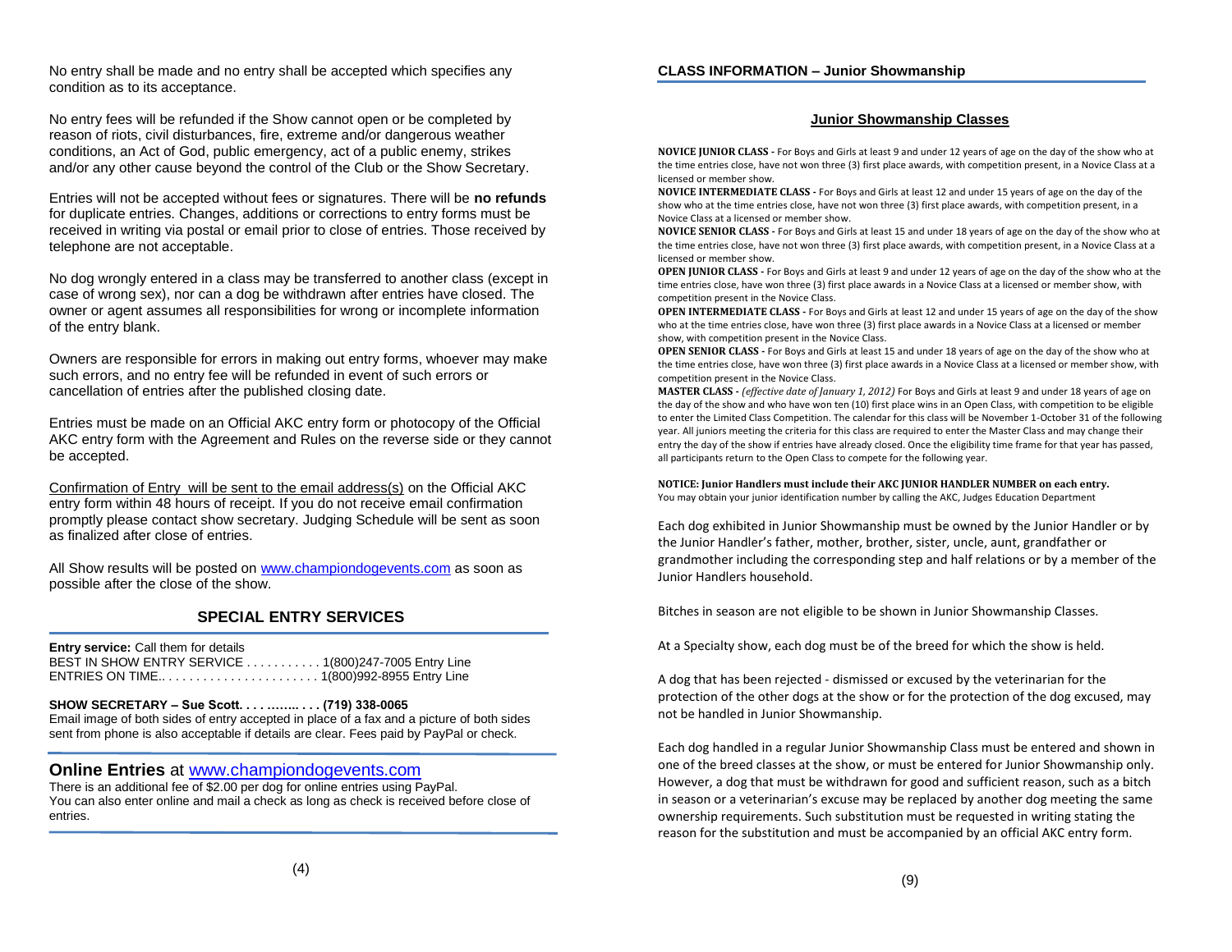No entry shall be made and no entry shall be accepted which specifies any condition as to its acceptance.

No entry fees will be refunded if the Show cannot open or be completed by reason of riots, civil disturbances, fire, extreme and/or dangerous weather conditions, an Act of God, public emergency, act of a public enemy, strikes and/or any other cause beyond the control of the Club or the Show Secretary.

Entries will not be accepted without fees or signatures. There will be **no refunds** for duplicate entries. Changes, additions or corrections to entry forms must be received in writing via postal or email prior to close of entries. Those received by telephone are not acceptable.

No dog wrongly entered in a class may be transferred to another class (except in case of wrong sex), nor can a dog be withdrawn after entries have closed. The owner or agent assumes all responsibilities for wrong or incomplete information of the entry blank.

Owners are responsible for errors in making out entry forms, whoever may make such errors, and no entry fee will be refunded in event of such errors or cancellation of entries after the published closing date.

Entries must be made on an Official AKC entry form or photocopy of the Official AKC entry form with the Agreement and Rules on the reverse side or they cannot be accepted.

Confirmation of Entry will be sent to the email address(s) on the Official AKC entry form within 48 hours of receipt. If you do not receive email confirmation promptly please contact show secretary. Judging Schedule will be sent as soon as finalized after close of entries.

All Show results will be posted on www.championdogevents.com as soon as possible after the close of the show.

## SPECIAL ENTRY SERVICES

**Entry service:** Call them for details
BEST IN SHOW ENTRY SERVICE . . . . . . . . . . . 1(800)247-7005 Entry Line
ENTRIES ON TIME.. . . . . . . . . . . . . . . . . . . . . . . 1(800)992-8955 Entry Line

**SHOW SECRETARY – Sue Scott. . . . …….. . . . (719) 338-0065**
Email image of both sides of entry accepted in place of a fax and a picture of both sides sent from phone is also acceptable if details are clear. Fees paid by PayPal or check.

## **Online Entries** at www.championdogevents.com

There is an additional fee of $2.00 per dog for online entries using PayPal.
You can also enter online and mail a check as long as check is received before close of entries.

## CLASS INFORMATION – Junior Showmanship

### Junior Showmanship Classes

**NOVICE JUNIOR CLASS -** For Boys and Girls at least 9 and under 12 years of age on the day of the show who at the time entries close, have not won three (3) first place awards, with competition present, in a Novice Class at a licensed or member show.

**NOVICE INTERMEDIATE CLASS -** For Boys and Girls at least 12 and under 15 years of age on the day of the show who at the time entries close, have not won three (3) first place awards, with competition present, in a Novice Class at a licensed or member show.

**NOVICE SENIOR CLASS -** For Boys and Girls at least 15 and under 18 years of age on the day of the show who at the time entries close, have not won three (3) first place awards, with competition present, in a Novice Class at a licensed or member show.

**OPEN JUNIOR CLASS -** For Boys and Girls at least 9 and under 12 years of age on the day of the show who at the time entries close, have won three (3) first place awards in a Novice Class at a licensed or member show, with competition present in the Novice Class.

**OPEN INTERMEDIATE CLASS -** For Boys and Girls at least 12 and under 15 years of age on the day of the show who at the time entries close, have won three (3) first place awards in a Novice Class at a licensed or member show, with competition present in the Novice Class.

**OPEN SENIOR CLASS -** For Boys and Girls at least 15 and under 18 years of age on the day of the show who at the time entries close, have won three (3) first place awards in a Novice Class at a licensed or member show, with competition present in the Novice Class.

**MASTER CLASS -** *(effective date of January 1, 2012)* For Boys and Girls at least 9 and under 18 years of age on the day of the show and who have won ten (10) first place wins in an Open Class, with competition to be eligible to enter the Limited Class Competition. The calendar for this class will be November 1-October 31 of the following year. All juniors meeting the criteria for this class are required to enter the Master Class and may change their entry the day of the show if entries have already closed. Once the eligibility time frame for that year has passed, all participants return to the Open Class to compete for the following year.

**NOTICE: Junior Handlers must include their AKC JUNIOR HANDLER NUMBER on each entry.**
You may obtain your junior identification number by calling the AKC, Judges Education Department

Each dog exhibited in Junior Showmanship must be owned by the Junior Handler or by the Junior Handler's father, mother, brother, sister, uncle, aunt, grandfather or grandmother including the corresponding step and half relations or by a member of the Junior Handlers household.

Bitches in season are not eligible to be shown in Junior Showmanship Classes.

At a Specialty show, each dog must be of the breed for which the show is held.

A dog that has been rejected - dismissed or excused by the veterinarian for the protection of the other dogs at the show or for the protection of the dog excused, may not be handled in Junior Showmanship.

Each dog handled in a regular Junior Showmanship Class must be entered and shown in one of the breed classes at the show, or must be entered for Junior Showmanship only. However, a dog that must be withdrawn for good and sufficient reason, such as a bitch in season or a veterinarian's excuse may be replaced by another dog meeting the same ownership requirements. Such substitution must be requested in writing stating the reason for the substitution and must be accompanied by an official AKC entry form.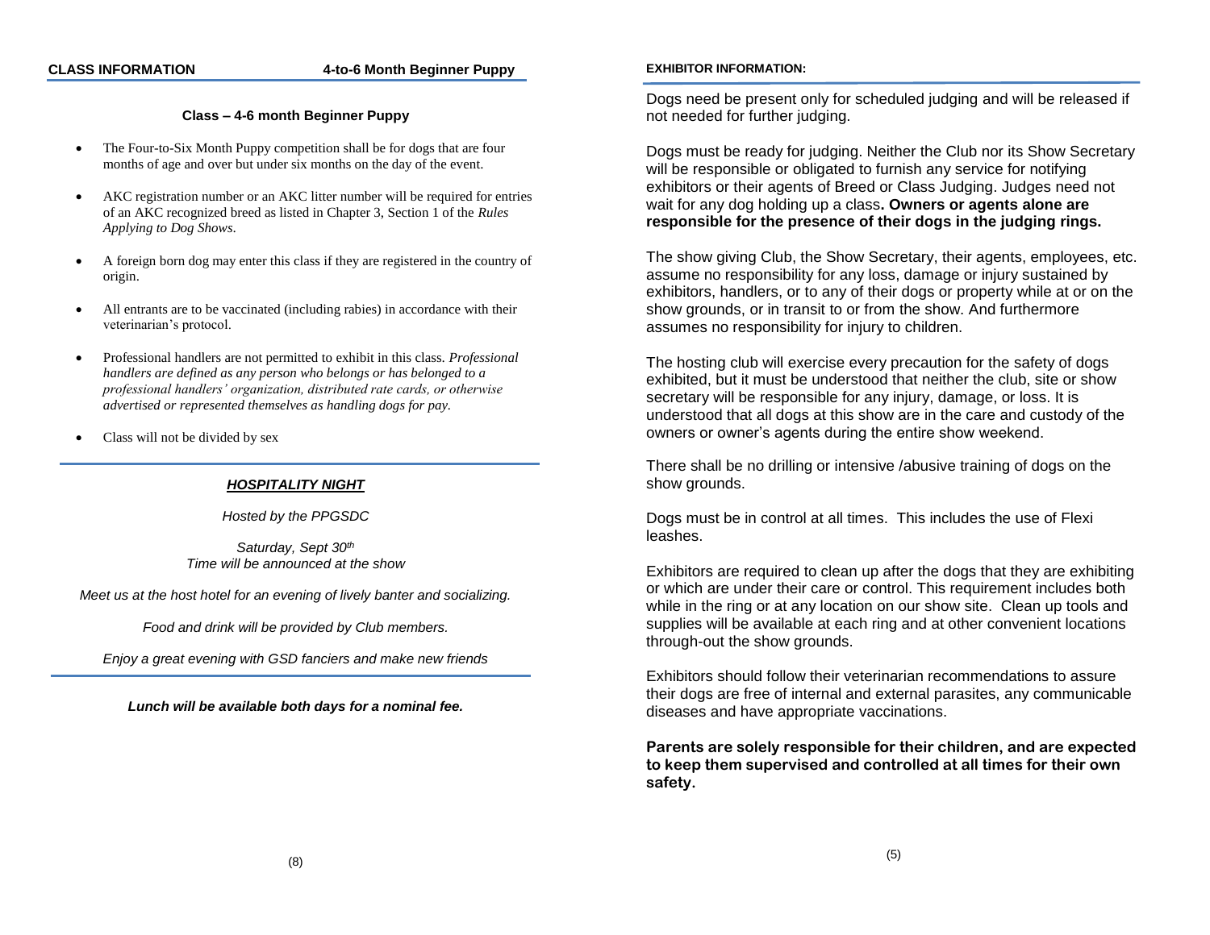## CLASS INFORMATION — 4-to-6 Month Beginner Puppy

### Class – 4-6 month Beginner Puppy

- The Four-to-Six Month Puppy competition shall be for dogs that are four months of age and over but under six months on the day of the event.
- AKC registration number or an AKC litter number will be required for entries of an AKC recognized breed as listed in Chapter 3, Section 1 of the *Rules Applying to Dog Shows*.
- A foreign born dog may enter this class if they are registered in the country of origin.
- All entrants are to be vaccinated (including rabies) in accordance with their veterinarian's protocol.
- Professional handlers are not permitted to exhibit in this class. *Professional handlers are defined as any person who belongs or has belonged to a professional handlers' organization, distributed rate cards, or otherwise advertised or represented themselves as handling dogs for pay.*
- Class will not be divided by sex

### ***HOSPITALITY NIGHT***

*Hosted by the PPGSDC*

*Saturday, Sept 30th*
*Time will be announced at the show*

*Meet us at the host hotel for an evening of lively banter and socializing.*

*Food and drink will be provided by Club members.*

*Enjoy a great evening with GSD fanciers and make new friends*

***Lunch will be available both days for a nominal fee.***

## EXHIBITOR INFORMATION:

Dogs need be present only for scheduled judging and will be released if not needed for further judging.

Dogs must be ready for judging. Neither the Club nor its Show Secretary will be responsible or obligated to furnish any service for notifying exhibitors or their agents of Breed or Class Judging. Judges need not wait for any dog holding up a class**. Owners or agents alone are responsible for the presence of their dogs in the judging rings.**

The show giving Club, the Show Secretary, their agents, employees, etc. assume no responsibility for any loss, damage or injury sustained by exhibitors, handlers, or to any of their dogs or property while at or on the show grounds, or in transit to or from the show. And furthermore assumes no responsibility for injury to children.

The hosting club will exercise every precaution for the safety of dogs exhibited, but it must be understood that neither the club, site or show secretary will be responsible for any injury, damage, or loss. It is understood that all dogs at this show are in the care and custody of the owners or owner's agents during the entire show weekend.

There shall be no drilling or intensive /abusive training of dogs on the show grounds.

Dogs must be in control at all times. This includes the use of Flexi leashes.

Exhibitors are required to clean up after the dogs that they are exhibiting or which are under their care or control. This requirement includes both while in the ring or at any location on our show site. Clean up tools and supplies will be available at each ring and at other convenient locations through-out the show grounds.

Exhibitors should follow their veterinarian recommendations to assure their dogs are free of internal and external parasites, any communicable diseases and have appropriate vaccinations.

**Parents are solely responsible for their children, and are expected to keep them supervised and controlled at all times for their own safety.**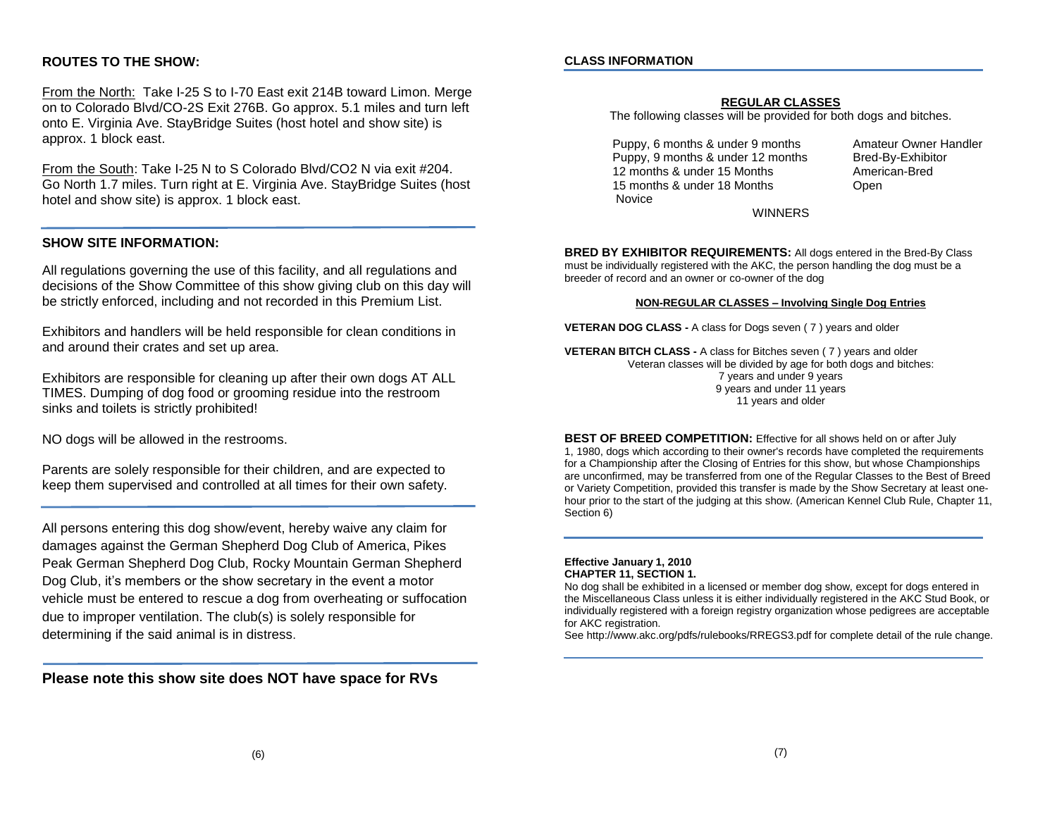## ROUTES TO THE SHOW:

From the North: Take I-25 S to I-70 East exit 214B toward Limon. Merge on to Colorado Blvd/CO-2S Exit 276B. Go approx. 5.1 miles and turn left onto E. Virginia Ave. StayBridge Suites (host hotel and show site) is approx. 1 block east.

From the South: Take I-25 N to S Colorado Blvd/CO2 N via exit #204. Go North 1.7 miles. Turn right at E. Virginia Ave. StayBridge Suites (host hotel and show site) is approx. 1 block east.

## SHOW SITE INFORMATION:

All regulations governing the use of this facility, and all regulations and decisions of the Show Committee of this show giving club on this day will be strictly enforced, including and not recorded in this Premium List.

Exhibitors and handlers will be held responsible for clean conditions in and around their crates and set up area.

Exhibitors are responsible for cleaning up after their own dogs AT ALL TIMES. Dumping of dog food or grooming residue into the restroom sinks and toilets is strictly prohibited!

NO dogs will be allowed in the restrooms.

Parents are solely responsible for their children, and are expected to keep them supervised and controlled at all times for their own safety.

All persons entering this dog show/event, hereby waive any claim for damages against the German Shepherd Dog Club of America, Pikes Peak German Shepherd Dog Club, Rocky Mountain German Shepherd Dog Club, it's members or the show secretary in the event a motor vehicle must be entered to rescue a dog from overheating or suffocation due to improper ventilation. The club(s) is solely responsible for determining if the said animal is in distress.

**Please note this show site does NOT have space for RVs**

## CLASS INFORMATION

### REGULAR CLASSES

The following classes will be provided for both dogs and bitches.

- Puppy, 6 months & under 9 months
- Puppy, 9 months & under 12 months
- 12 months & under 15 Months
- 15 months & under 18 Months
- Novice
- Amateur Owner Handler
- Bred-By-Exhibitor
- American-Bred
- Open

WINNERS

**BRED BY EXHIBITOR REQUIREMENTS:** All dogs entered in the Bred-By Class must be individually registered with the AKC, the person handling the dog must be a breeder of record and an owner or co-owner of the dog

### NON-REGULAR CLASSES – Involving Single Dog Entries

**VETERAN DOG CLASS -** A class for Dogs seven ( 7 ) years and older

**VETERAN BITCH CLASS -** A class for Bitches seven ( 7 ) years and older

Veteran classes will be divided by age for both dogs and bitches:

7 years and under 9 years
9 years and under 11 years
11 years and older

**BEST OF BREED COMPETITION:** Effective for all shows held on or after July 1, 1980, dogs which according to their owner's records have completed the requirements for a Championship after the Closing of Entries for this show, but whose Championships are unconfirmed, may be transferred from one of the Regular Classes to the Best of Breed or Variety Competition, provided this transfer is made by the Show Secretary at least one-hour prior to the start of the judging at this show. (American Kennel Club Rule, Chapter 11, Section 6)

**Effective January 1, 2010**
**CHAPTER 11, SECTION 1.**

No dog shall be exhibited in a licensed or member dog show, except for dogs entered in the Miscellaneous Class unless it is either individually registered in the AKC Stud Book, or individually registered with a foreign registry organization whose pedigrees are acceptable for AKC registration.

See http://www.akc.org/pdfs/rulebooks/RREGS3.pdf for complete detail of the rule change.